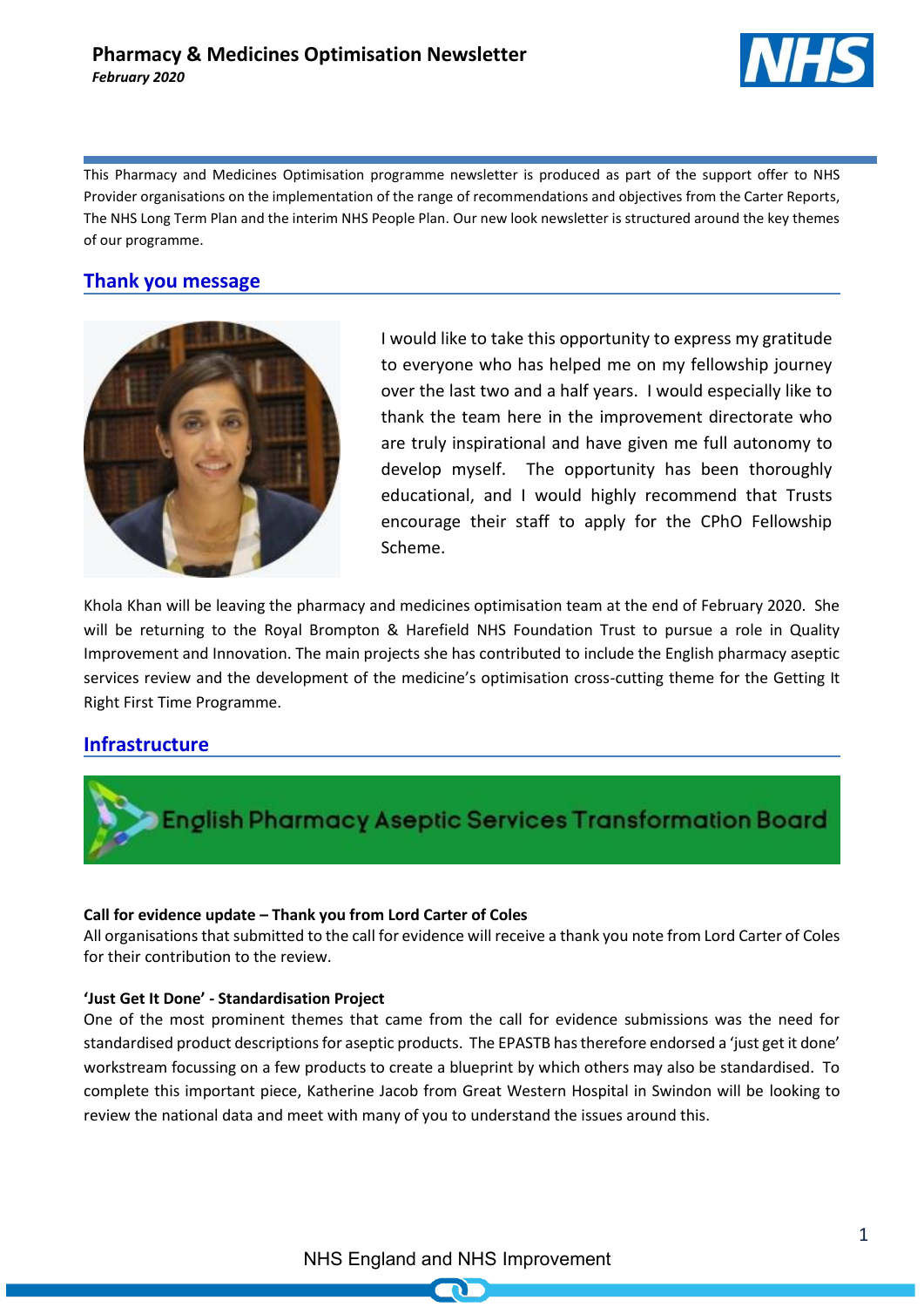# Pharmacy & Medicines Optimisation Newsletter

***February 2020***

This Pharmacy and Medicines Optimisation programme newsletter is produced as part of the support offer to NHS Provider organisations on the implementation of the range of recommendations and objectives from the Carter Reports, The NHS Long Term Plan and the interim NHS People Plan. Our new look newsletter is structured around the key themes of our programme.

## Thank you message

I would like to take this opportunity to express my gratitude to everyone who has helped me on my fellowship journey over the last two and a half years. I would especially like to thank the team here in the improvement directorate who are truly inspirational and have given me full autonomy to develop myself. The opportunity has been thoroughly educational, and I would highly recommend that Trusts encourage their staff to apply for the CPhO Fellowship Scheme.

Khola Khan will be leaving the pharmacy and medicines optimisation team at the end of February 2020. She will be returning to the Royal Brompton & Harefield NHS Foundation Trust to pursue a role in Quality Improvement and Innovation. The main projects she has contributed to include the English pharmacy aseptic services review and the development of the medicine's optimisation cross-cutting theme for the Getting It Right First Time Programme.

## Infrastructure

English Pharmacy Aseptic Services Transformation Board

**Call for evidence update – Thank you from Lord Carter of Coles**

All organisations that submitted to the call for evidence will receive a thank you note from Lord Carter of Coles for their contribution to the review.

**'Just Get It Done' - Standardisation Project**

One of the most prominent themes that came from the call for evidence submissions was the need for standardised product descriptions for aseptic products. The EPASTB has therefore endorsed a 'just get it done' workstream focussing on a few products to create a blueprint by which others may also be standardised. To complete this important piece, Katherine Jacob from Great Western Hospital in Swindon will be looking to review the national data and meet with many of you to understand the issues around this.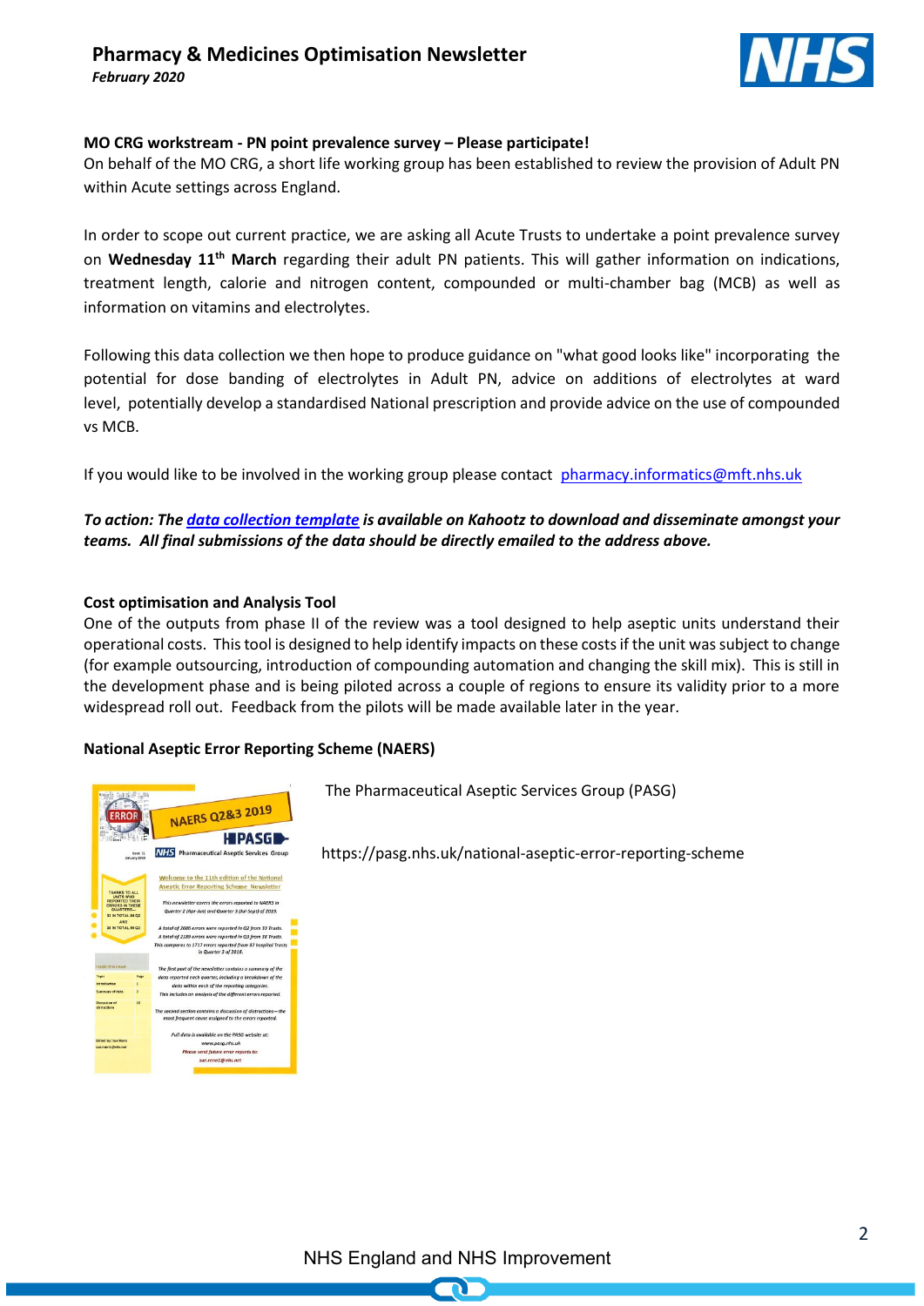**MO CRG workstream - PN point prevalence survey – Please participate!**

On behalf of the MO CRG, a short life working group has been established to review the provision of Adult PN within Acute settings across England.

In order to scope out current practice, we are asking all Acute Trusts to undertake a point prevalence survey on **Wednesday 11th March** regarding their adult PN patients. This will gather information on indications, treatment length, calorie and nitrogen content, compounded or multi-chamber bag (MCB) as well as information on vitamins and electrolytes.

Following this data collection we then hope to produce guidance on "what good looks like" incorporating the potential for dose banding of electrolytes in Adult PN, advice on additions of electrolytes at ward level, potentially develop a standardised National prescription and provide advice on the use of compounded vs MCB.

If you would like to be involved in the working group please contact pharmacy.informatics@mft.nhs.uk

***To action: The data collection template is available on Kahootz to download and disseminate amongst your teams. All final submissions of the data should be directly emailed to the address above.***

**Cost optimisation and Analysis Tool**

One of the outputs from phase II of the review was a tool designed to help aseptic units understand their operational costs. This tool is designed to help identify impacts on these costs if the unit was subject to change (for example outsourcing, introduction of compounding automation and changing the skill mix). This is still in the development phase and is being piloted across a couple of regions to ensure its validity prior to a more widespread roll out. Feedback from the pilots will be made available later in the year.

**National Aseptic Error Reporting Scheme (NAERS)**

The Pharmaceutical Aseptic Services Group (PASG)

https://pasg.nhs.uk/national-aseptic-error-reporting-scheme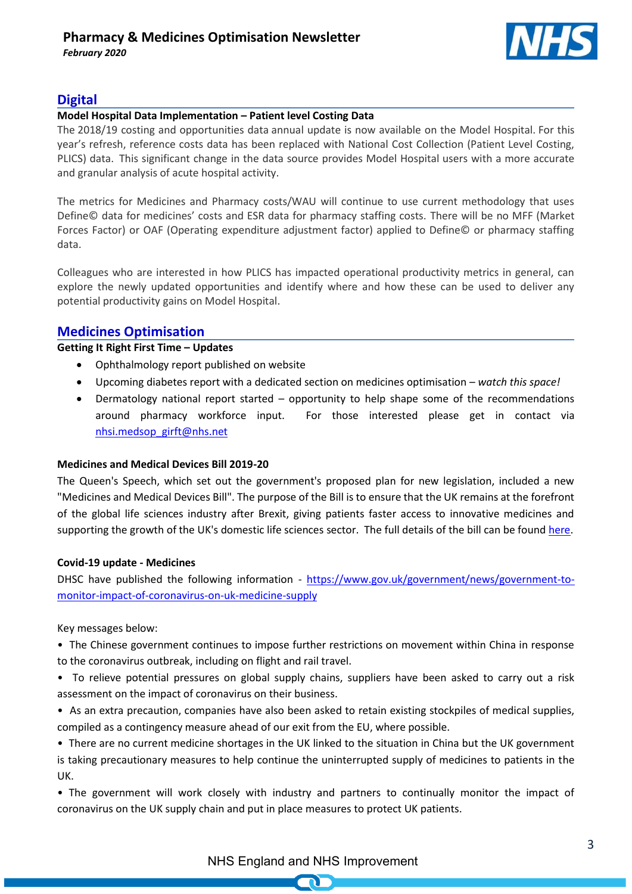## Digital

**Model Hospital Data Implementation – Patient level Costing Data**

The 2018/19 costing and opportunities data annual update is now available on the Model Hospital. For this year's refresh, reference costs data has been replaced with National Cost Collection (Patient Level Costing, PLICS) data. This significant change in the data source provides Model Hospital users with a more accurate and granular analysis of acute hospital activity.

The metrics for Medicines and Pharmacy costs/WAU will continue to use current methodology that uses Define© data for medicines' costs and ESR data for pharmacy staffing costs. There will be no MFF (Market Forces Factor) or OAF (Operating expenditure adjustment factor) applied to Define© or pharmacy staffing data.

Colleagues who are interested in how PLICS has impacted operational productivity metrics in general, can explore the newly updated opportunities and identify where and how these can be used to deliver any potential productivity gains on Model Hospital.

## Medicines Optimisation

**Getting It Right First Time – Updates**

- Ophthalmology report published on website
- Upcoming diabetes report with a dedicated section on medicines optimisation – *watch this space!*
- Dermatology national report started – opportunity to help shape some of the recommendations around pharmacy workforce input. For those interested please get in contact via nhsi.medsop_girft@nhs.net

**Medicines and Medical Devices Bill 2019-20**

The Queen's Speech, which set out the government's proposed plan for new legislation, included a new "Medicines and Medical Devices Bill". The purpose of the Bill is to ensure that the UK remains at the forefront of the global life sciences industry after Brexit, giving patients faster access to innovative medicines and supporting the growth of the UK's domestic life sciences sector. The full details of the bill can be found here.

**Covid-19 update - Medicines**

DHSC have published the following information - https://www.gov.uk/government/news/government-to-monitor-impact-of-coronavirus-on-uk-medicine-supply

Key messages below:

- The Chinese government continues to impose further restrictions on movement within China in response to the coronavirus outbreak, including on flight and rail travel.
- To relieve potential pressures on global supply chains, suppliers have been asked to carry out a risk assessment on the impact of coronavirus on their business.
- As an extra precaution, companies have also been asked to retain existing stockpiles of medical supplies, compiled as a contingency measure ahead of our exit from the EU, where possible.
- There are no current medicine shortages in the UK linked to the situation in China but the UK government is taking precautionary measures to help continue the uninterrupted supply of medicines to patients in the UK.
- The government will work closely with industry and partners to continually monitor the impact of coronavirus on the UK supply chain and put in place measures to protect UK patients.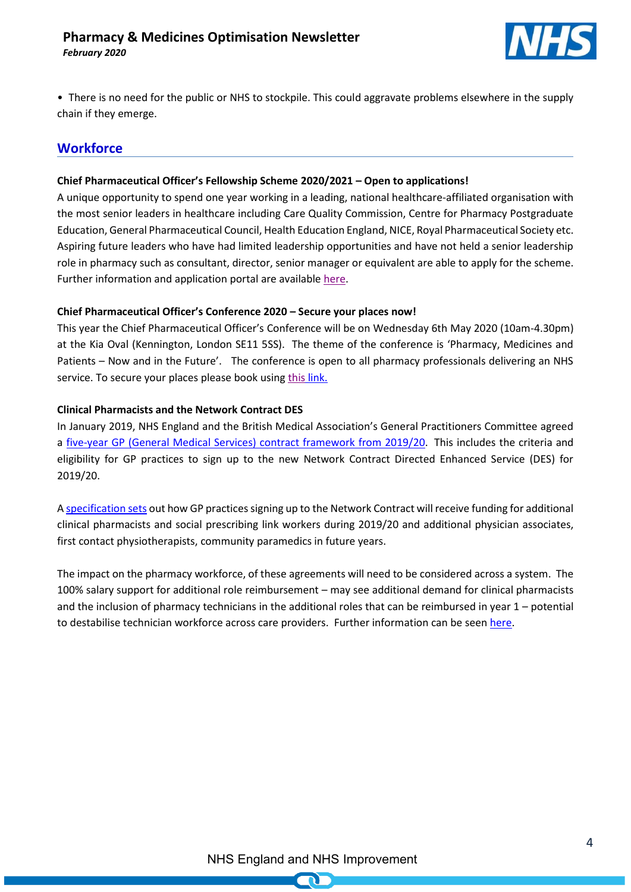- There is no need for the public or NHS to stockpile. This could aggravate problems elsewhere in the supply chain if they emerge.

## Workforce

**Chief Pharmaceutical Officer's Fellowship Scheme 2020/2021 – Open to applications!**

A unique opportunity to spend one year working in a leading, national healthcare-affiliated organisation with the most senior leaders in healthcare including Care Quality Commission, Centre for Pharmacy Postgraduate Education, General Pharmaceutical Council, Health Education England, NICE, Royal Pharmaceutical Society etc. Aspiring future leaders who have had limited leadership opportunities and have not held a senior leadership role in pharmacy such as consultant, director, senior manager or equivalent are able to apply for the scheme. Further information and application portal are available here.

**Chief Pharmaceutical Officer's Conference 2020 – Secure your places now!**

This year the Chief Pharmaceutical Officer's Conference will be on Wednesday 6th May 2020 (10am-4.30pm) at the Kia Oval (Kennington, London SE11 5SS). The theme of the conference is 'Pharmacy, Medicines and Patients – Now and in the Future'. The conference is open to all pharmacy professionals delivering an NHS service. To secure your places please book using this link.

**Clinical Pharmacists and the Network Contract DES**

In January 2019, NHS England and the British Medical Association's General Practitioners Committee agreed a five-year GP (General Medical Services) contract framework from 2019/20. This includes the criteria and eligibility for GP practices to sign up to the new Network Contract Directed Enhanced Service (DES) for 2019/20.

A specification sets out how GP practices signing up to the Network Contract will receive funding for additional clinical pharmacists and social prescribing link workers during 2019/20 and additional physician associates, first contact physiotherapists, community paramedics in future years.

The impact on the pharmacy workforce, of these agreements will need to be considered across a system. The 100% salary support for additional role reimbursement – may see additional demand for clinical pharmacists and the inclusion of pharmacy technicians in the additional roles that can be reimbursed in year 1 – potential to destabilise technician workforce across care providers. Further information can be seen here.